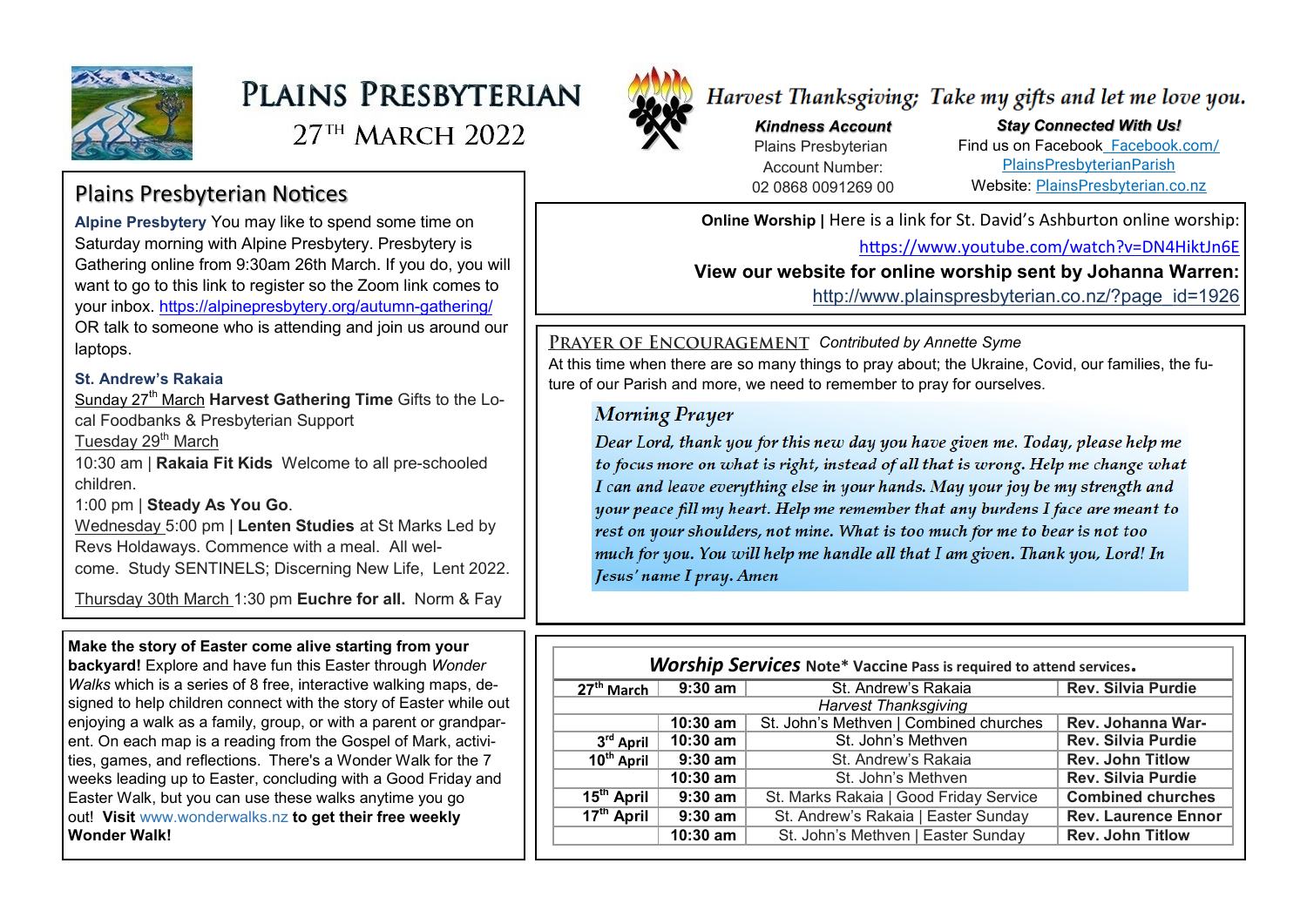# Plains Presbyterian

27th March 2022

*Harvest Thanksgiving; Take my gifts and let me love you.*

***Kindness Account***
Plains Presbyterian
Account Number:
02 0868 0091269 00

***Stay Connected With Us!***
Find us on Facebook Facebook.com/PlainsPresbyterianParish
Website: PlainsPresbyterian.co.nz

## Plains Presbyterian Notices

**Alpine Presbytery** You may like to spend some time on Saturday morning with Alpine Presbytery. Presbytery is Gathering online from 9:30am 26th March. If you do, you will want to go to this link to register so the Zoom link comes to your inbox. https://alpinepresbytery.org/autumn-gathering/ OR talk to someone who is attending and join us around our laptops.

**St. Andrew's Rakaia**

Sunday 27th March **Harvest Gathering Time** Gifts to the Local Foodbanks & Presbyterian Support

Tuesday 29th March

10:30 am | **Rakaia Fit Kids** Welcome to all pre-schooled children.

1:00 pm | **Steady As You Go**.

Wednesday 5:00 pm | **Lenten Studies** at St Marks Led by Revs Holdaways. Commence with a meal. All welcome. Study SENTINELS; Discerning New Life, Lent 2022.

Thursday 30th March 1:30 pm **Euchre for all.** Norm & Fay

**Make the story of Easter come alive starting from your backyard!** Explore and have fun this Easter through *Wonder Walks* which is a series of 8 free, interactive walking maps, designed to help children connect with the story of Easter while out enjoying a walk as a family, group, or with a parent or grandparent. On each map is a reading from the Gospel of Mark, activities, games, and reflections. There's a Wonder Walk for the 7 weeks leading up to Easter, concluding with a Good Friday and Easter Walk, but you can use these walks anytime you go out! **Visit** www.wonderwalks.nz **to get their free weekly Wonder Walk!**

**Online Worship |** Here is a link for St. David's Ashburton online worship: https://www.youtube.com/watch?v=DN4HiktJn6E

**View our website for online worship sent by Johanna Warren:** http://www.plainspresbyterian.co.nz/?page_id=1926

## Prayer of Encouragement *Contributed by Annette Syme*

At this time when there are so many things to pray about; the Ukraine, Covid, our families, the future of our Parish and more, we need to remember to pray for ourselves.

### *Morning Prayer*

*Dear Lord, thank you for this new day you have given me. Today, please help me to focus more on what is right, instead of all that is wrong. Help me change what I can and leave everything else in your hands. May your joy be my strength and your peace fill my heart. Help me remember that any burdens I face are meant to rest on your shoulders, not mine. What is too much for me to bear is not too much for you. You will help me handle all that I am given. Thank you, Lord! In Jesus' name I pray. Amen*

### *Worship Services* Note* Vaccine Pass is required to attend services.

| Date | Time | Location | Leader |
|---|---|---|---|
| 27th March | 9:30 am | St. Andrew's Rakaia | Rev. Silvia Purdie |
| | | *Harvest Thanksgiving* | |
| | 10:30 am | St. John's Methven \| Combined churches | Rev. Johanna War- |
| 3rd April | 10:30 am | St. John's Methven | Rev. Silvia Purdie |
| 10th April | 9:30 am | St. Andrew's Rakaia | Rev. John Titlow |
| | 10:30 am | St. John's Methven | Rev. Silvia Purdie |
| 15th April | 9:30 am | St. Marks Rakaia \| Good Friday Service | Combined churches |
| 17th April | 9:30 am | St. Andrew's Rakaia \| Easter Sunday | Rev. Laurence Ennor |
| | 10:30 am | St. John's Methven \| Easter Sunday | Rev. John Titlow |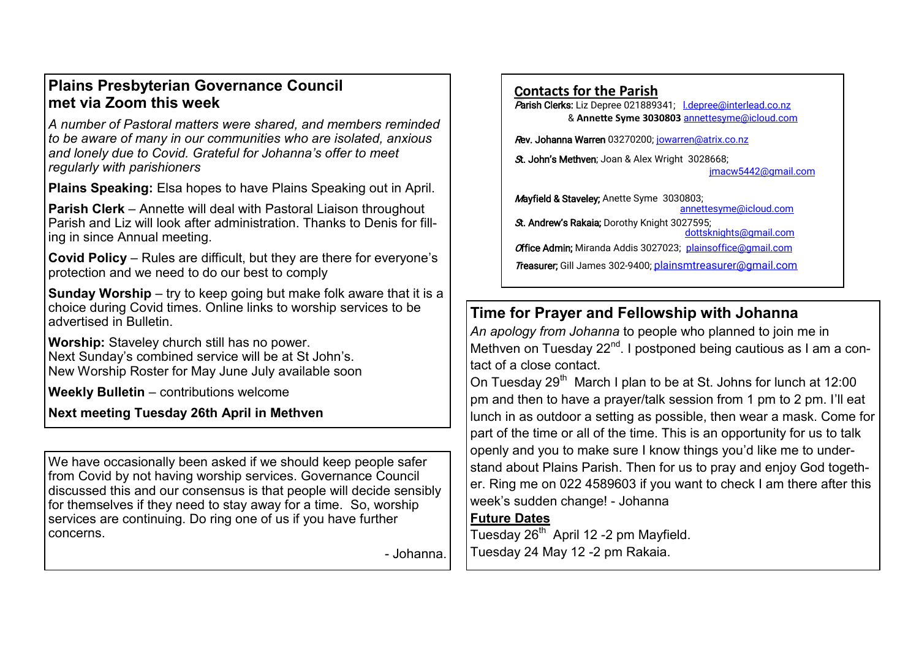## Plains Presbyterian Governance Council met via Zoom this week

*A number of Pastoral matters were shared, and members reminded to be aware of many in our communities who are isolated, anxious and lonely due to Covid. Grateful for Johanna's offer to meet regularly with parishioners*

**Plains Speaking:** Elsa hopes to have Plains Speaking out in April.

**Parish Clerk** – Annette will deal with Pastoral Liaison throughout Parish and Liz will look after administration. Thanks to Denis for filling in since Annual meeting.

**Covid Policy** – Rules are difficult, but they are there for everyone's protection and we need to do our best to comply

**Sunday Worship** – try to keep going but make folk aware that it is a choice during Covid times. Online links to worship services to be advertised in Bulletin.

**Worship:** Staveley church still has no power.
Next Sunday's combined service will be at St John's.
New Worship Roster for May June July available soon

**Weekly Bulletin** – contributions welcome

**Next meeting Tuesday 26th April in Methven**

---

We have occasionally been asked if we should keep people safer from Covid by not having worship services. Governance Council discussed this and our consensus is that people will decide sensibly for themselves if they need to stay away for a time. So, worship services are continuing. Do ring one of us if you have further concerns.

- Johanna.

---

## Contacts for the Parish

**Parish Clerks:** Liz Depree 021889341; l.depree@interlead.co.nz
& **Annette Syme 3030803** annettesyme@icloud.com

**Rev. Johanna Warren** 03270200; jowarren@atrix.co.nz

**St. John's Methven**; Joan & Alex Wright 3028668; jmacw5442@gmail.com

**Mayfield & Staveley;** Anette Syme 3030803; annettesyme@icloud.com

**St. Andrew's Rakaia;** Dorothy Knight 3027595; dottsknights@gmail.com

**Office Admin;** Miranda Addis 3027023; plainsoffice@gmail.com

**Treasurer;** Gill James 302-9400; plainsmtreasurer@gmail.com

---

## Time for Prayer and Fellowship with Johanna

*An apology from Johanna* to people who planned to join me in Methven on Tuesday 22nd. I postponed being cautious as I am a contact of a close contact.

On Tuesday 29th March I plan to be at St. Johns for lunch at 12:00 pm and then to have a prayer/talk session from 1 pm to 2 pm. I'll eat lunch in as outdoor a setting as possible, then wear a mask. Come for part of the time or all of the time. This is an opportunity for us to talk openly and you to make sure I know things you'd like me to understand about Plains Parish. Then for us to pray and enjoy God together. Ring me on 022 4589603 if you want to check I am there after this week's sudden change! - Johanna

**Future Dates**

Tuesday 26th April 12 -2 pm Mayfield.
Tuesday 24 May 12 -2 pm Rakaia.